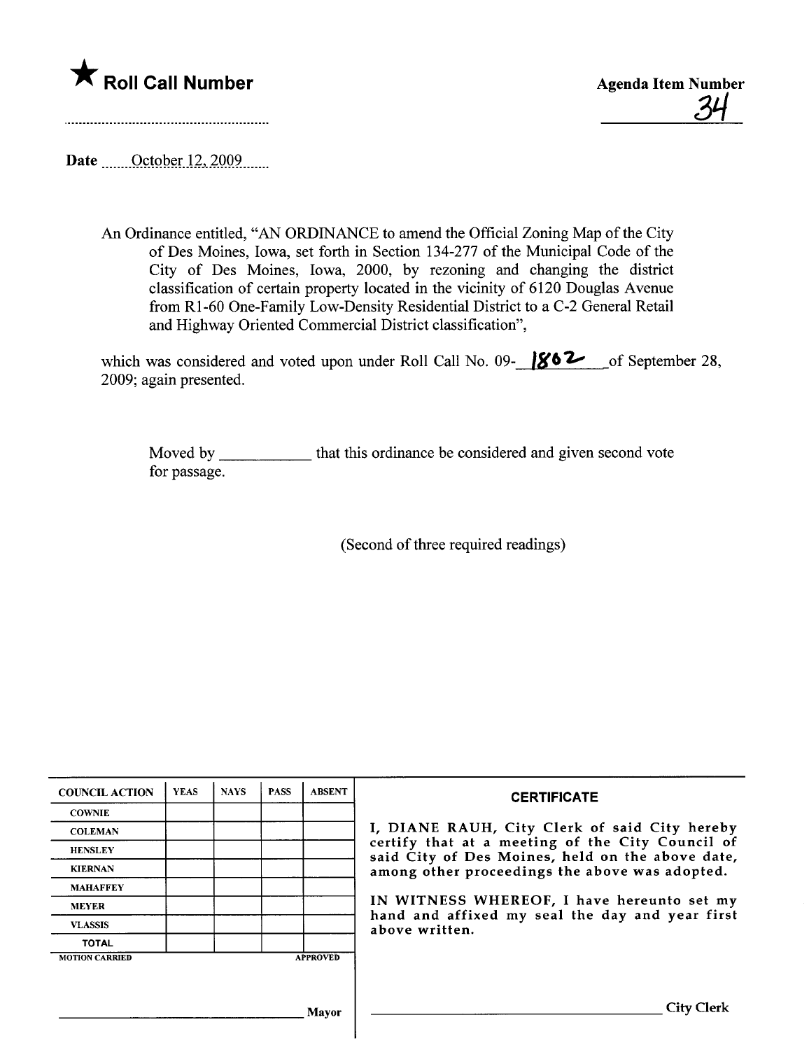★ **Roll Call Number**

**Agenda Item Number** 34

Date October 12, 2009

An Ordinance entitled, "AN ORDINANCE to amend the Official Zoning Map of the City of Des Moines, Iowa, set forth in Section 134-277 of the Municipal Code of the City of Des Moines, Iowa, 2000, by rezoning and changing the district classification of certain property located in the vicinity of 6120 Douglas Avenue from R1-60 One-Family Low-Density Residential District to a C-2 General Retail and Highway Oriented Commercial District classification",

which was considered and voted upon under Roll Call No. 09-1862 of September 28, 2009; again presented.

Moved by ____________ that this ordinance be considered and given second vote for passage.

(Second of three required readings)

| COUNCIL ACTION | YEAS | NAYS | PASS | ABSENT |
|---|---|---|---|---|
| COWNIE | | | | |
| COLEMAN | | | | |
| HENSLEY | | | | |
| KIERNAN | | | | |
| MAHAFFEY | | | | |
| MEYER | | | | |
| VLASSIS | | | | |
| TOTAL | | | | |

MOTION CARRIED APPROVED

____________________ Mayor

**CERTIFICATE**

I, DIANE RAUH, City Clerk of said City hereby certify that at a meeting of the City Council of said City of Des Moines, held on the above date, among other proceedings the above was adopted.

IN WITNESS WHEREOF, I have hereunto set my hand and affixed my seal the day and year first above written.

____________________ City Clerk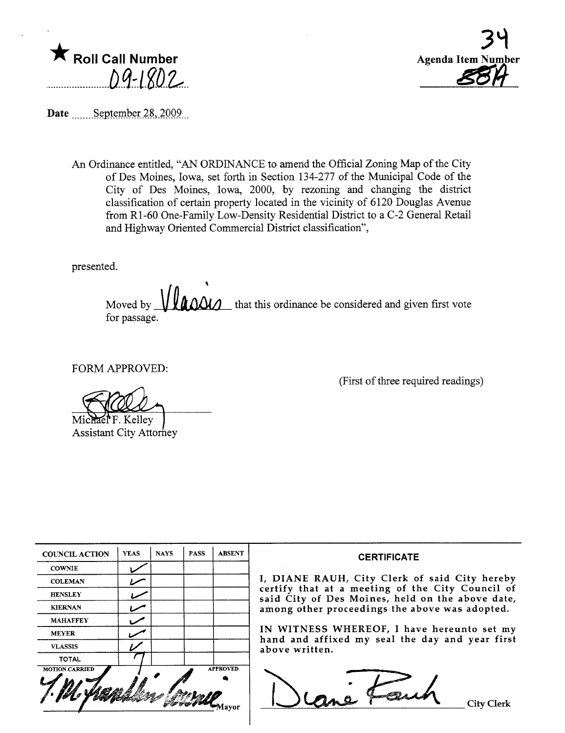★ **Roll Call Number**

09-1802

**Agenda Item Number**

34

58A

Date September 28, 2009

An Ordinance entitled, "AN ORDINANCE to amend the Official Zoning Map of the City of Des Moines, Iowa, set forth in Section 134-277 of the Municipal Code of the City of Des Moines, Iowa, 2000, by rezoning and changing the district classification of certain property located in the vicinity of 6120 Douglas Avenue from R1-60 One-Family Low-Density Residential District to a C-2 General Retail and Highway Oriented Commercial District classification",

presented.

Moved by Vlassis that this ordinance be considered and given first vote for passage.

FORM APPROVED:

Michael F. Kelley
Assistant City Attorney

(First of three required readings)

| COUNCIL ACTION | YEAS | NAYS | PASS | ABSENT |
|---|---|---|---|---|
| COWNIE | ✓ | | | |
| COLEMAN | ✓ | | | |
| HENSLEY | ✓ | | | |
| KIERNAN | ✓ | | | |
| MAHAFFEY | ✓ | | | |
| MEYER | ✓ | | | |
| VLASSIS | ✓ | | | |
| TOTAL | 7 | | | |

MOTION CARRIED APPROVED

T.M. Franklin Cownie
Mayor

**CERTIFICATE**

I, DIANE RAUH, City Clerk of said City hereby certify that at a meeting of the City Council of said City of Des Moines, held on the above date, among other proceedings the above was adopted.

IN WITNESS WHEREOF, I have hereunto set my hand and affixed my seal the day and year first above written.

Diane Rauh
City Clerk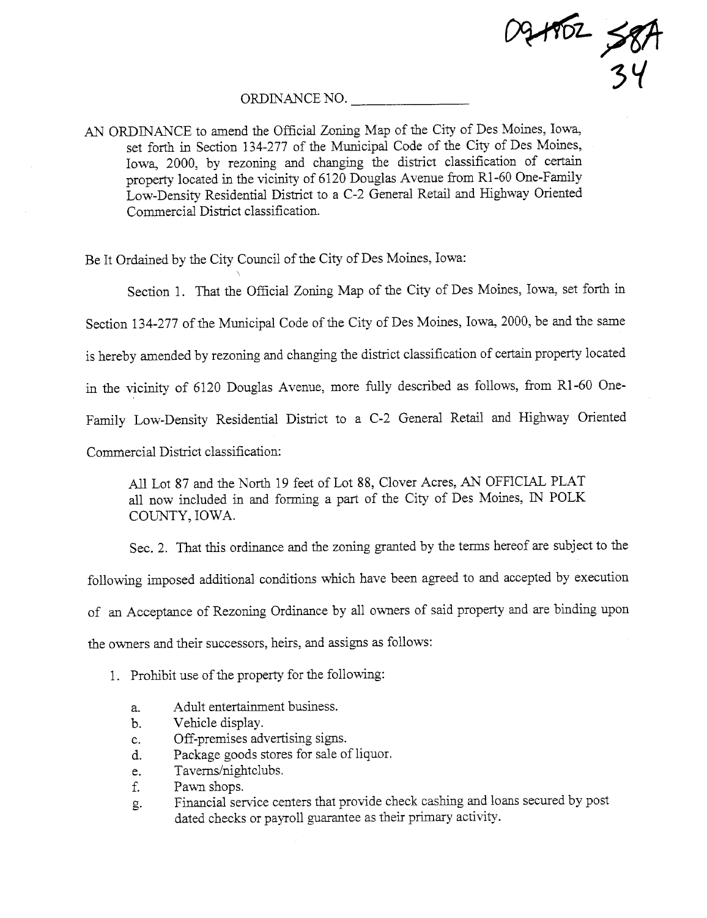09-1802 58A
34

ORDINANCE NO. ________________

AN ORDINANCE to amend the Official Zoning Map of the City of Des Moines, Iowa, set forth in Section 134-277 of the Municipal Code of the City of Des Moines, Iowa, 2000, by rezoning and changing the district classification of certain property located in the vicinity of 6120 Douglas Avenue from R1-60 One-Family Low-Density Residential District to a C-2 General Retail and Highway Oriented Commercial District classification.

Be It Ordained by the City Council of the City of Des Moines, Iowa:

Section 1. That the Official Zoning Map of the City of Des Moines, Iowa, set forth in Section 134-277 of the Municipal Code of the City of Des Moines, Iowa, 2000, be and the same is hereby amended by rezoning and changing the district classification of certain property located in the vicinity of 6120 Douglas Avenue, more fully described as follows, from R1-60 One-Family Low-Density Residential District to a C-2 General Retail and Highway Oriented Commercial District classification:

> All Lot 87 and the North 19 feet of Lot 88, Clover Acres, AN OFFICIAL PLAT all now included in and forming a part of the City of Des Moines, IN POLK COUNTY, IOWA.

Sec. 2. That this ordinance and the zoning granted by the terms hereof are subject to the following imposed additional conditions which have been agreed to and accepted by execution of an Acceptance of Rezoning Ordinance by all owners of said property and are binding upon the owners and their successors, heirs, and assigns as follows:

1. Prohibit use of the property for the following:
   - a. Adult entertainment business.
   - b. Vehicle display.
   - c. Off-premises advertising signs.
   - d. Package goods stores for sale of liquor.
   - e. Taverns/nightclubs.
   - f. Pawn shops.
   - g. Financial service centers that provide check cashing and loans secured by post dated checks or payroll guarantee as their primary activity.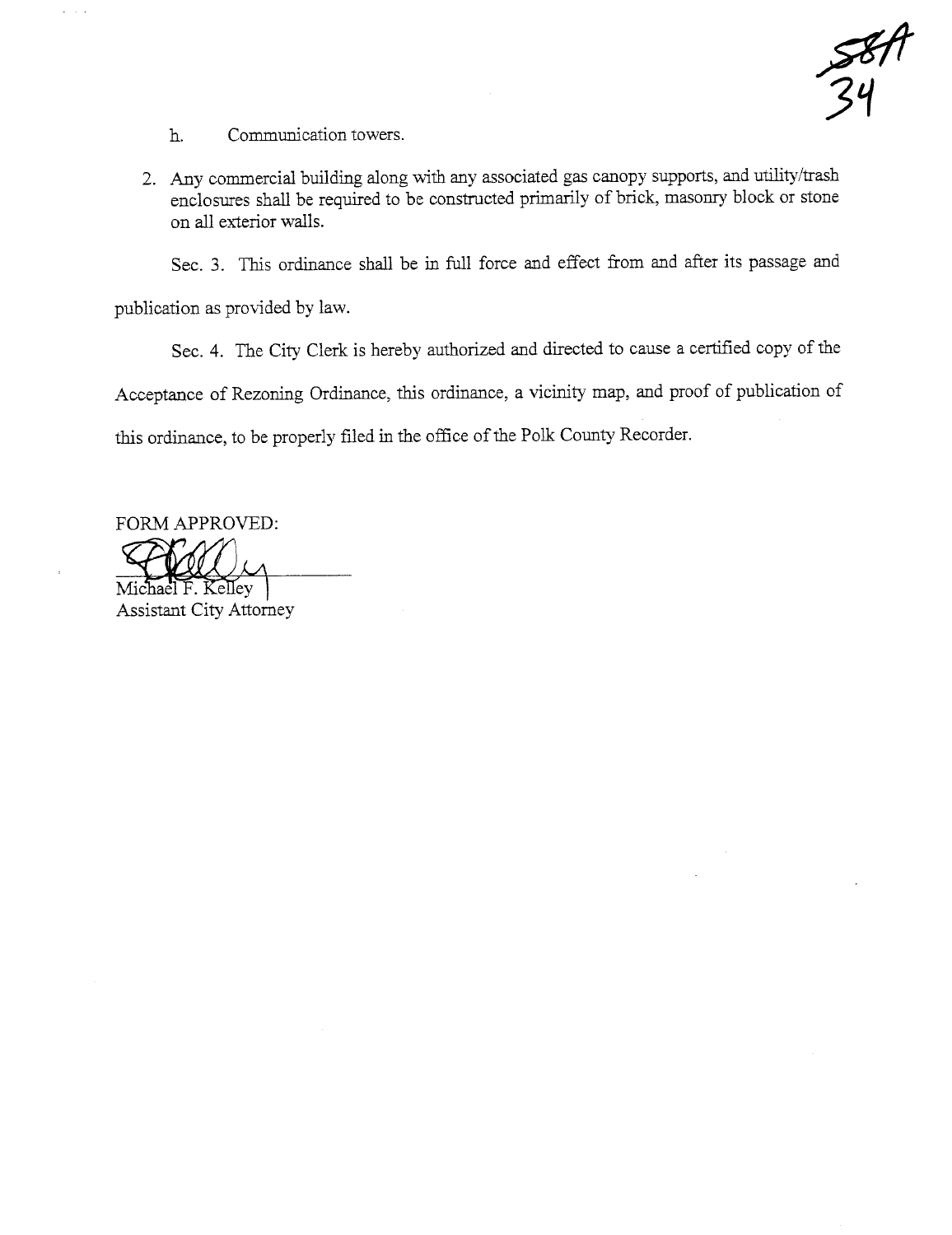58A
34

h. Communication towers.

2. Any commercial building along with any associated gas canopy supports, and utility/trash enclosures shall be required to be constructed primarily of brick, masonry block or stone on all exterior walls.

Sec. 3. This ordinance shall be in full force and effect from and after its passage and publication as provided by law.

Sec. 4. The City Clerk is hereby authorized and directed to cause a certified copy of the Acceptance of Rezoning Ordinance, this ordinance, a vicinity map, and proof of publication of this ordinance, to be properly filed in the office of the Polk County Recorder.

FORM APPROVED:

Michael F. Kelley
Assistant City Attorney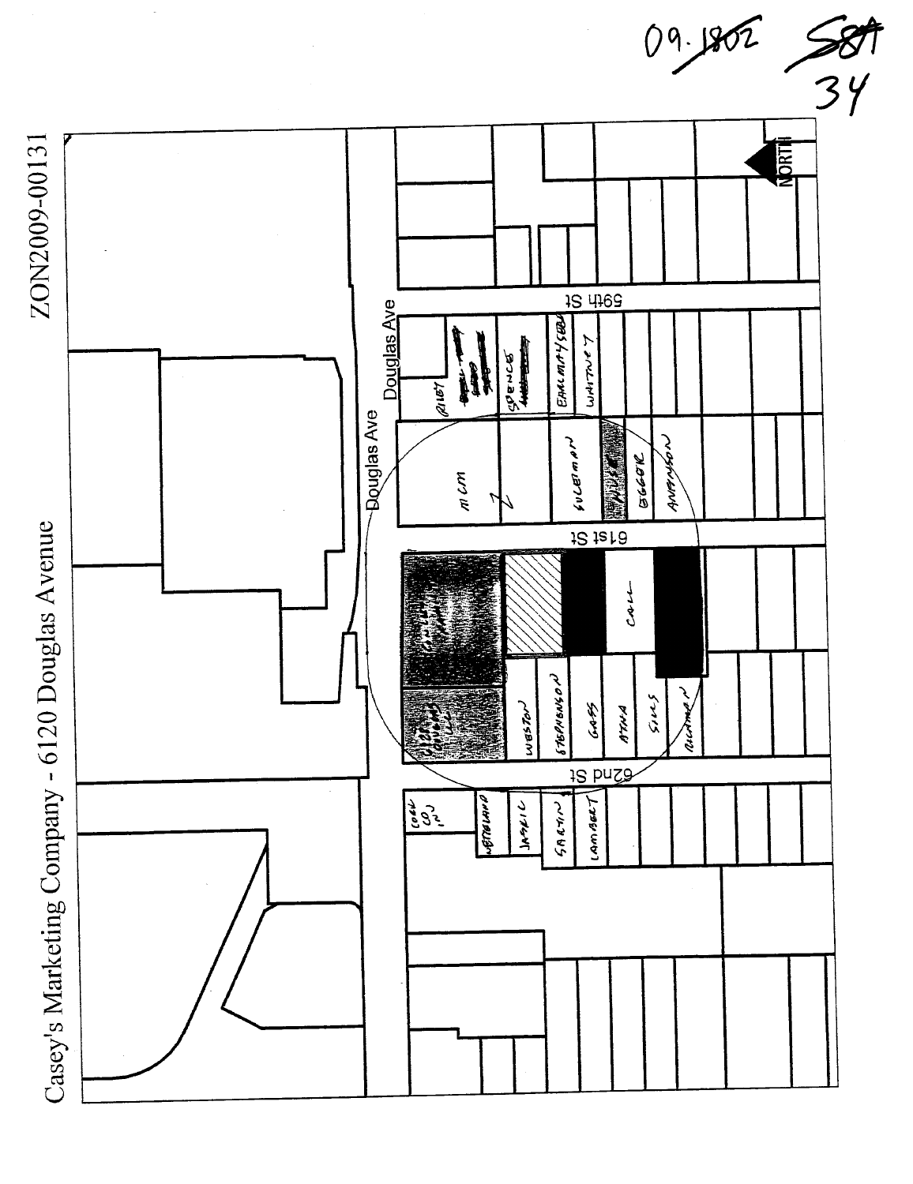09.~~1802~~ ~~S8A~~ 34

# Casey's Marketing Company - 6120 Douglas Avenue

ZON2009-00131

NORTH

Douglas Ave

Douglas Ave

59th St

61st St

62nd St

RILEY

SPENCE

EARLMAY/SEBU

WHITNEY

MCM

SULEIMAN

EGGER

ANDERSON

CALL

WESTON

STEPHENSON

GASS

ATHA

SILLS

RICHMAN

COOK CO INC

WETHLAND

JARKIC

SARGIN

LAMBERT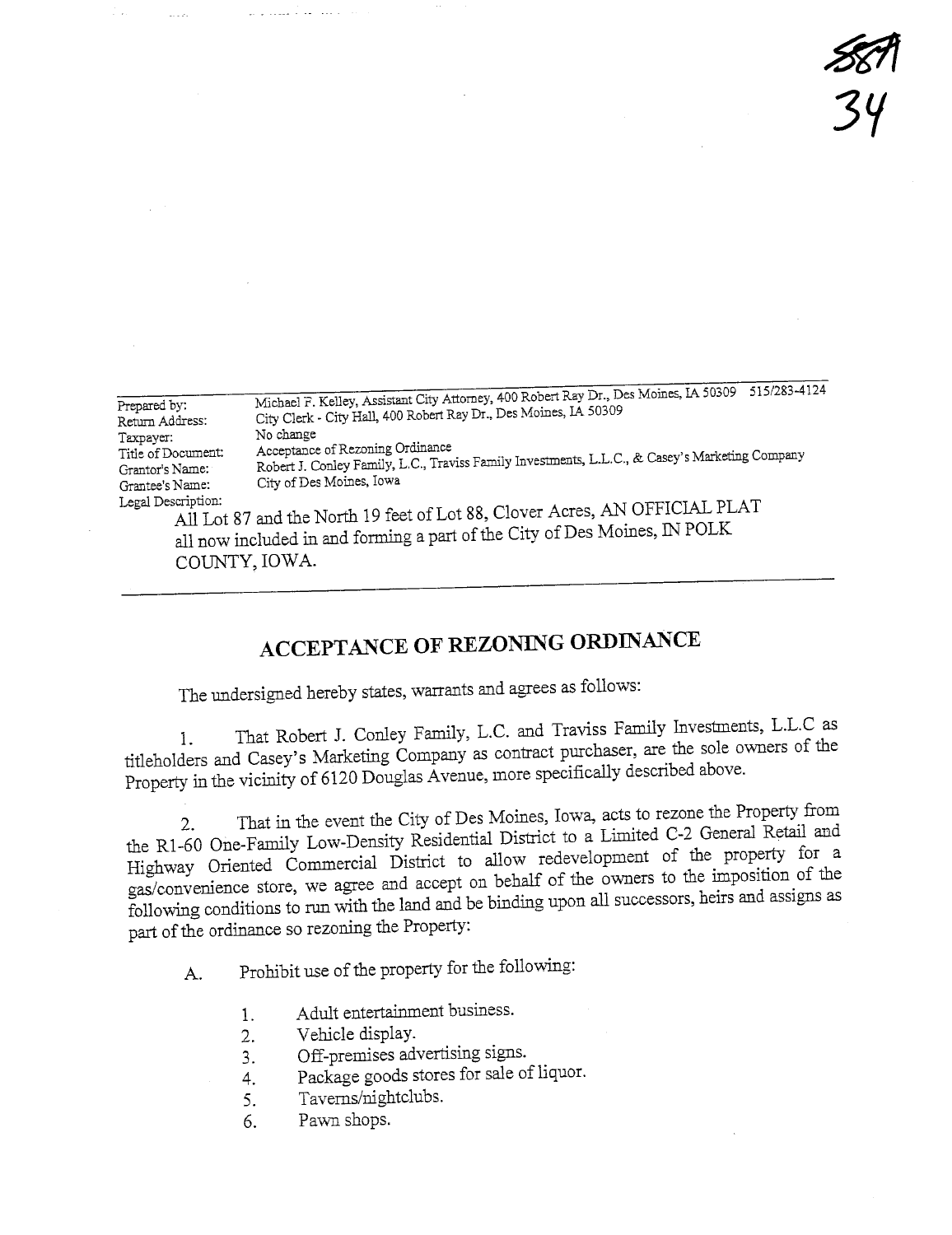58A
34

Prepared by: Michael F. Kelley, Assistant City Attorney, 400 Robert Ray Dr., Des Moines, IA 50309 515/283-4124
Return Address: City Clerk - City Hall, 400 Robert Ray Dr., Des Moines, IA 50309
Taxpayer: No change
Title of Document: Acceptance of Rezoning Ordinance
Grantor's Name: Robert J. Conley Family, L.C., Traviss Family Investments, L.L.C., & Casey's Marketing Company
Grantee's Name: City of Des Moines, Iowa
Legal Description:
All Lot 87 and the North 19 feet of Lot 88, Clover Acres, AN OFFICIAL PLAT all now included in and forming a part of the City of Des Moines, IN POLK COUNTY, IOWA.

# ACCEPTANCE OF REZONING ORDINANCE

The undersigned hereby states, warrants and agrees as follows:

1. That Robert J. Conley Family, L.C. and Traviss Family Investments, L.L.C as titleholders and Casey's Marketing Company as contract purchaser, are the sole owners of the Property in the vicinity of 6120 Douglas Avenue, more specifically described above.

2. That in the event the City of Des Moines, Iowa, acts to rezone the Property from the R1-60 One-Family Low-Density Residential District to a Limited C-2 General Retail and Highway Oriented Commercial District to allow redevelopment of the property for a gas/convenience store, we agree and accept on behalf of the owners to the imposition of the following conditions to run with the land and be binding upon all successors, heirs and assigns as part of the ordinance so rezoning the Property:

A. Prohibit use of the property for the following:

1. Adult entertainment business.
2. Vehicle display.
3. Off-premises advertising signs.
4. Package goods stores for sale of liquor.
5. Taverns/nightclubs.
6. Pawn shops.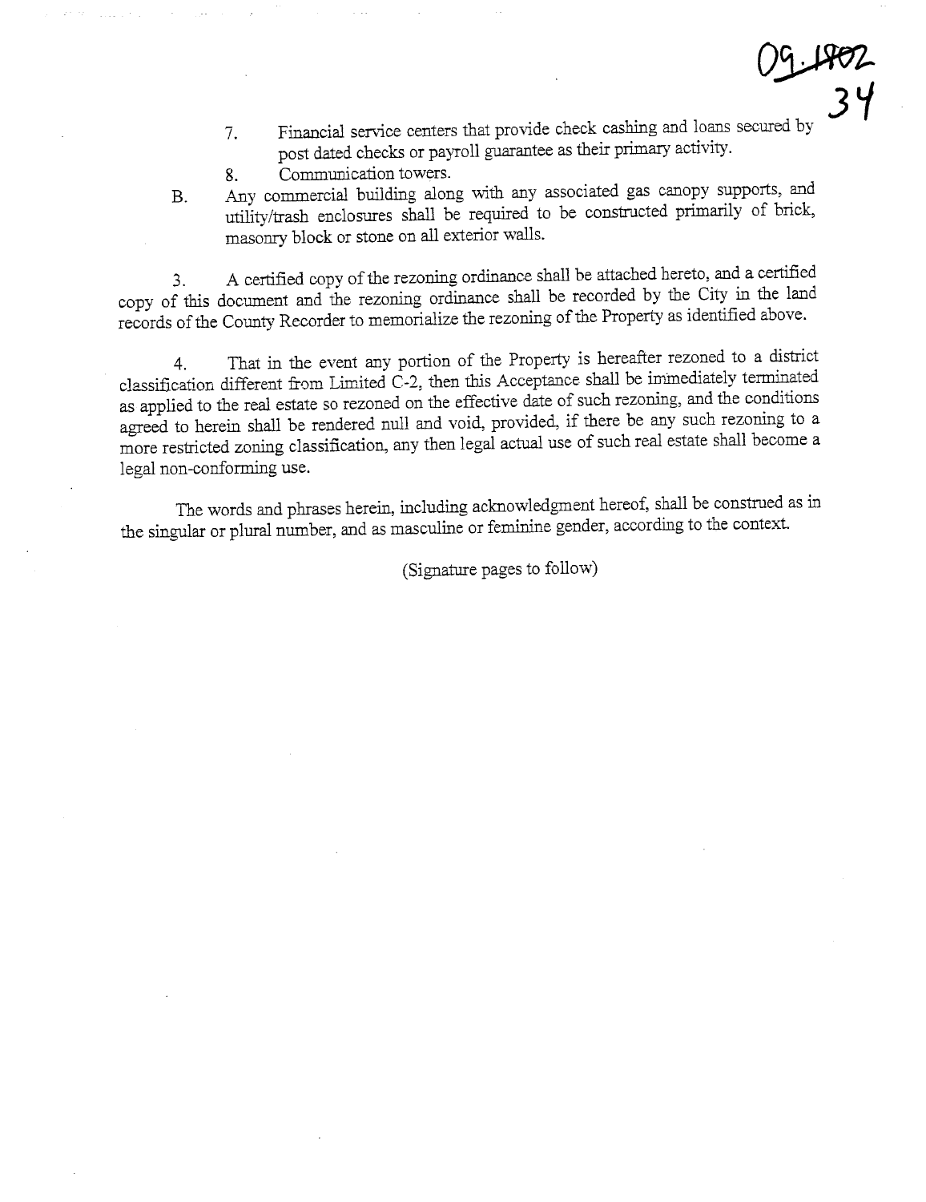09.1802
34

7. Financial service centers that provide check cashing and loans secured by post dated checks or payroll guarantee as their primary activity.
8. Communication towers.

B. Any commercial building along with any associated gas canopy supports, and utility/trash enclosures shall be required to be constructed primarily of brick, masonry block or stone on all exterior walls.

3. A certified copy of the rezoning ordinance shall be attached hereto, and a certified copy of this document and the rezoning ordinance shall be recorded by the City in the land records of the County Recorder to memorialize the rezoning of the Property as identified above.

4. That in the event any portion of the Property is hereafter rezoned to a district classification different from Limited C-2, then this Acceptance shall be immediately terminated as applied to the real estate so rezoned on the effective date of such rezoning, and the conditions agreed to herein shall be rendered null and void, provided, if there be any such rezoning to a more restricted zoning classification, any then legal actual use of such real estate shall become a legal non-conforming use.

The words and phrases herein, including acknowledgment hereof, shall be construed as in the singular or plural number, and as masculine or feminine gender, according to the context.

(Signature pages to follow)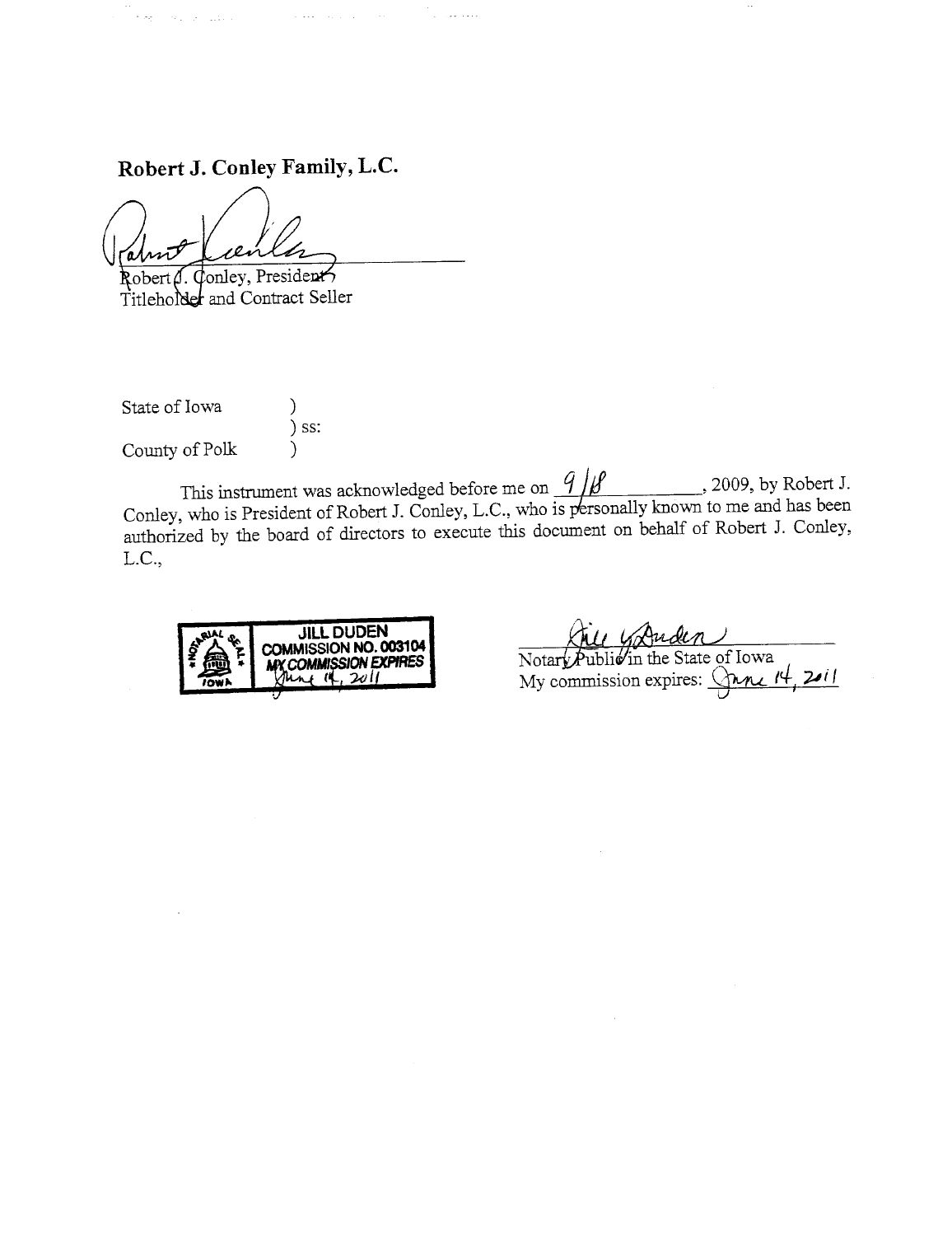**Robert J. Conley Family, L.C.**

_______________________________
Robert J. Conley, President
Titleholder and Contract Seller

State of Iowa )
) ss:
County of Polk )

This instrument was acknowledged before me on 9/18, 2009, by Robert J. Conley, who is President of Robert J. Conley, L.C., who is personally known to me and has been authorized by the board of directors to execute this document on behalf of Robert J. Conley, L.C.,

NOTARIAL SEAL – IOWA
JILL DUDEN
COMMISSION NO. 003104
MY COMMISSION EXPIRES
June 14, 2011

_______________________________
Notary Public in the State of Iowa
My commission expires: June 14, 2011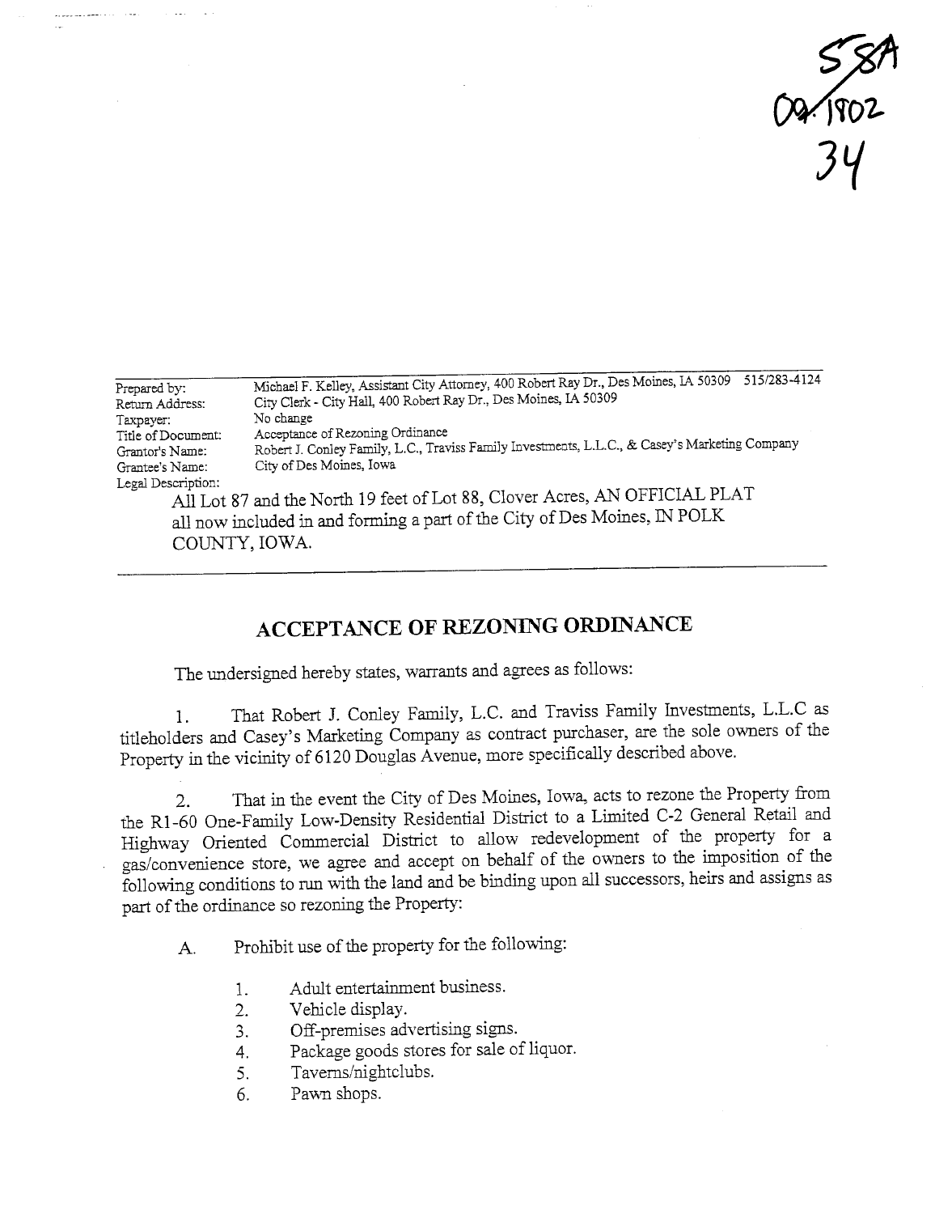58A
09.1802
34

| | |
|---|---|
| Prepared by: | Michael F. Kelley, Assistant City Attorney, 400 Robert Ray Dr., Des Moines, IA 50309 515/283-4124 |
| Return Address: | City Clerk - City Hall, 400 Robert Ray Dr., Des Moines, IA 50309 |
| Taxpayer: | No change |
| Title of Document: | Acceptance of Rezoning Ordinance |
| Grantor's Name: | Robert J. Conley Family, L.C., Traviss Family Investments, L.L.C., & Casey's Marketing Company |
| Grantee's Name: | City of Des Moines, Iowa |
| Legal Description: | |

All Lot 87 and the North 19 feet of Lot 88, Clover Acres, AN OFFICIAL PLAT all now included in and forming a part of the City of Des Moines, IN POLK COUNTY, IOWA.

## ACCEPTANCE OF REZONING ORDINANCE

The undersigned hereby states, warrants and agrees as follows:

1. That Robert J. Conley Family, L.C. and Traviss Family Investments, L.L.C as titleholders and Casey's Marketing Company as contract purchaser, are the sole owners of the Property in the vicinity of 6120 Douglas Avenue, more specifically described above.

2. That in the event the City of Des Moines, Iowa, acts to rezone the Property from the R1-60 One-Family Low-Density Residential District to a Limited C-2 General Retail and Highway Oriented Commercial District to allow redevelopment of the property for a gas/convenience store, we agree and accept on behalf of the owners to the imposition of the following conditions to run with the land and be binding upon all successors, heirs and assigns as part of the ordinance so rezoning the Property:

A. Prohibit use of the property for the following:

1. Adult entertainment business.
2. Vehicle display.
3. Off-premises advertising signs.
4. Package goods stores for sale of liquor.
5. Taverns/nightclubs.
6. Pawn shops.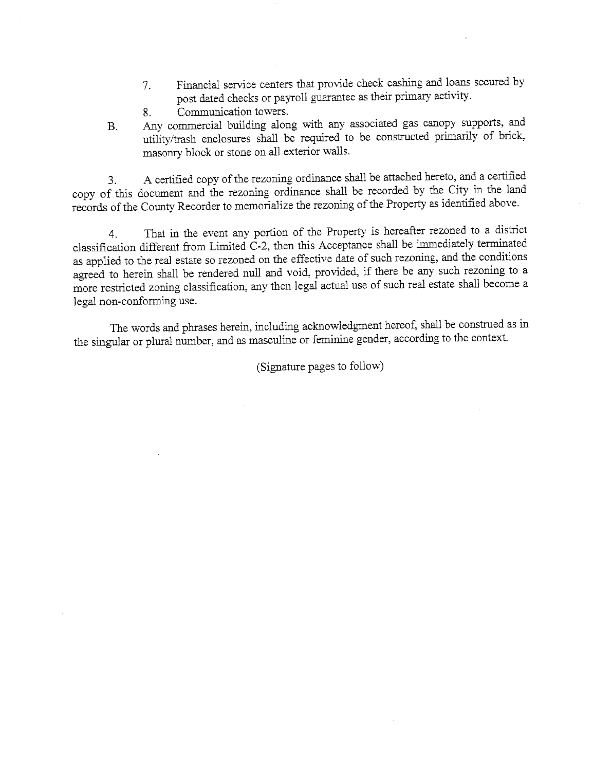7. Financial service centers that provide check cashing and loans secured by post dated checks or payroll guarantee as their primary activity.
8. Communication towers.

B. Any commercial building along with any associated gas canopy supports, and utility/trash enclosures shall be required to be constructed primarily of brick, masonry block or stone on all exterior walls.

3. A certified copy of the rezoning ordinance shall be attached hereto, and a certified copy of this document and the rezoning ordinance shall be recorded by the City in the land records of the County Recorder to memorialize the rezoning of the Property as identified above.

4. That in the event any portion of the Property is hereafter rezoned to a district classification different from Limited C-2, then this Acceptance shall be immediately terminated as applied to the real estate so rezoned on the effective date of such rezoning, and the conditions agreed to herein shall be rendered null and void, provided, if there be any such rezoning to a more restricted zoning classification, any then legal actual use of such real estate shall become a legal non-conforming use.

The words and phrases herein, including acknowledgment hereof, shall be construed as in the singular or plural number, and as masculine or feminine gender, according to the context.

(Signature pages to follow)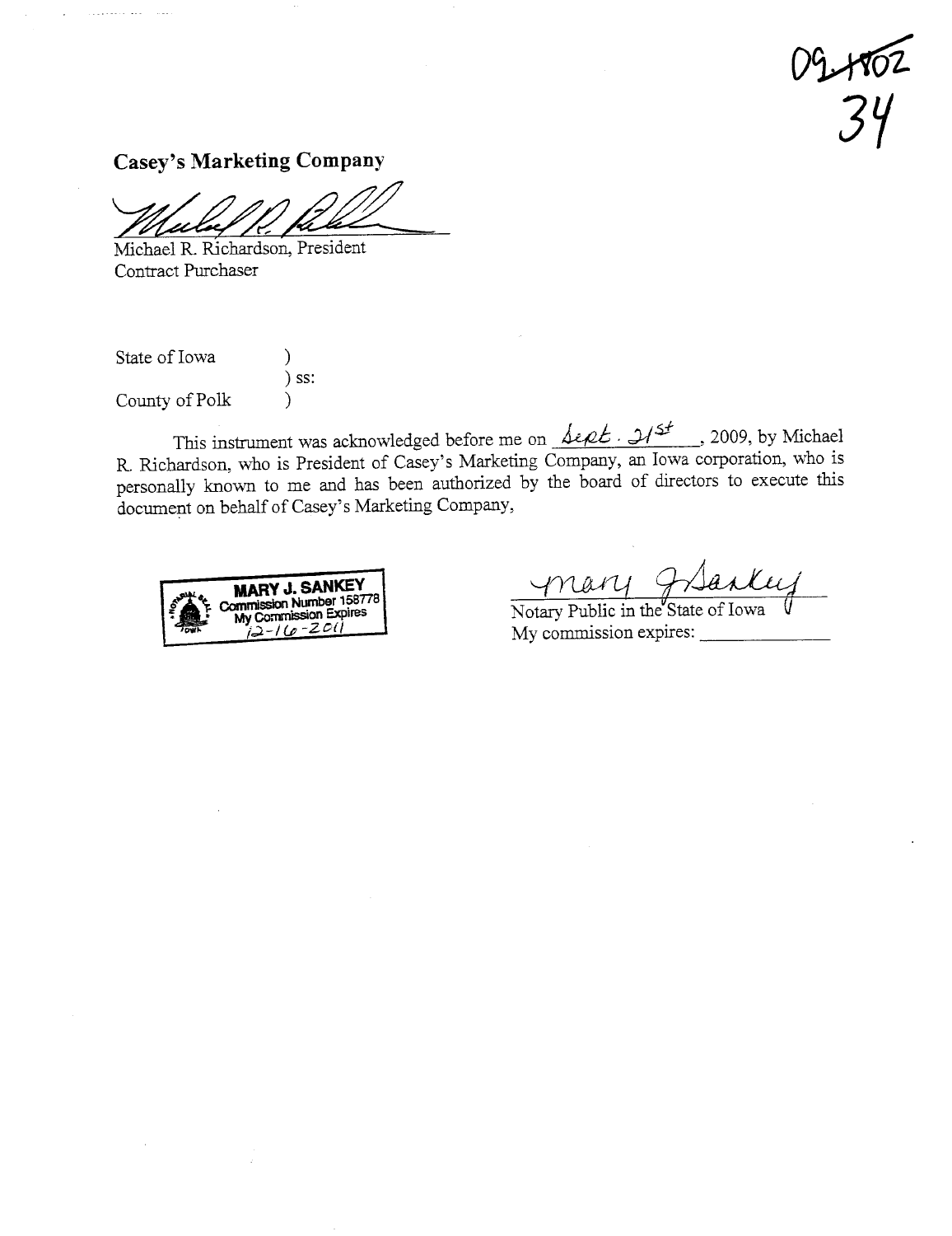09-1802
34

**Casey's Marketing Company**

Michael R. Richardson, President
Contract Purchaser

State of Iowa )
) ss:
County of Polk )

This instrument was acknowledged before me on Sept. 21st, 2009, by Michael R. Richardson, who is President of Casey's Marketing Company, an Iowa corporation, who is personally known to me and has been authorized by the board of directors to execute this document on behalf of Casey's Marketing Company,

MARY J. SANKEY
Commission Number 158778
My Commission Expires
12-16-2011

Mary J Sankey
Notary Public in the State of Iowa
My commission expires: ______________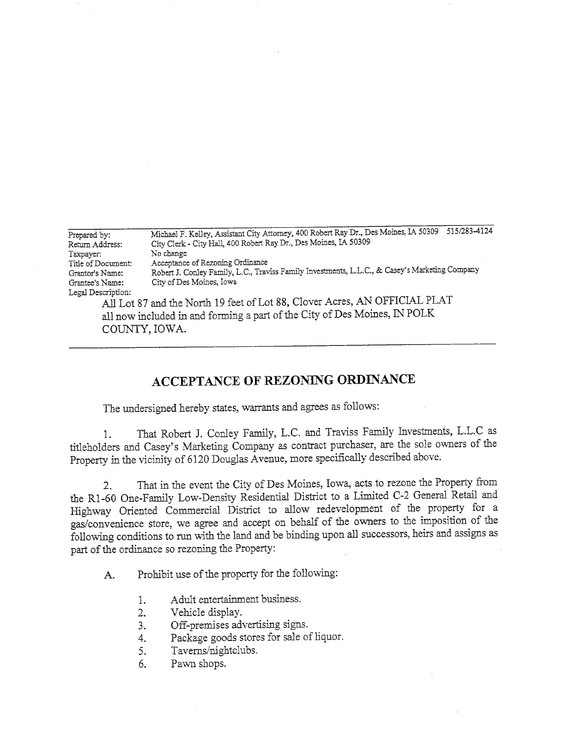| | |
|---|---|
| Prepared by: | Michael F. Kelley, Assistant City Attorney, 400 Robert Ray Dr., Des Moines, IA 50309 515/283-4124 |
| Return Address: | City Clerk - City Hall, 400 Robert Ray Dr., Des Moines, IA 50309 |
| Taxpayer: | No change |
| Title of Document: | Acceptance of Rezoning Ordinance |
| Grantor's Name: | Robert J. Conley Family, L.C., Traviss Family Investments, L.L.C., & Casey's Marketing Company |
| Grantee's Name: | City of Des Moines, Iowa |
| Legal Description: | |

All Lot 87 and the North 19 feet of Lot 88, Clover Acres, AN OFFICIAL PLAT all now included in and forming a part of the City of Des Moines, IN POLK COUNTY, IOWA.

## ACCEPTANCE OF REZONING ORDINANCE

The undersigned hereby states, warrants and agrees as follows:

1. That Robert J. Conley Family, L.C. and Traviss Family Investments, L.L.C as titleholders and Casey's Marketing Company as contract purchaser, are the sole owners of the Property in the vicinity of 6120 Douglas Avenue, more specifically described above.

2. That in the event the City of Des Moines, Iowa, acts to rezone the Property from the R1-60 One-Family Low-Density Residential District to a Limited C-2 General Retail and Highway Oriented Commercial District to allow redevelopment of the property for a gas/convenience store, we agree and accept on behalf of the owners to the imposition of the following conditions to run with the land and be binding upon all successors, heirs and assigns as part of the ordinance so rezoning the Property:

   A. Prohibit use of the property for the following:

      1. Adult entertainment business.
      2. Vehicle display.
      3. Off-premises advertising signs.
      4. Package goods stores for sale of liquor.
      5. Taverns/nightclubs.
      6. Pawn shops.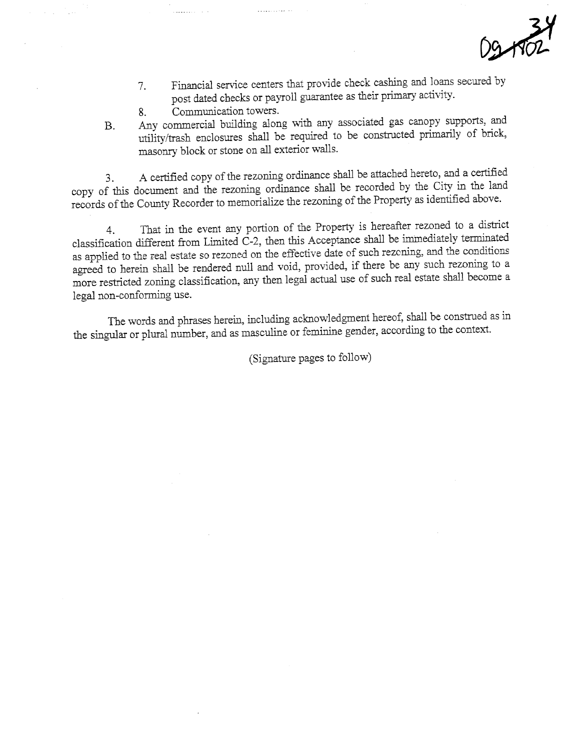7. Financial service centers that provide check cashing and loans secured by post dated checks or payroll guarantee as their primary activity.
8. Communication towers.

B. Any commercial building along with any associated gas canopy supports, and utility/trash enclosures shall be required to be constructed primarily of brick, masonry block or stone on all exterior walls.

3. A certified copy of the rezoning ordinance shall be attached hereto, and a certified copy of this document and the rezoning ordinance shall be recorded by the City in the land records of the County Recorder to memorialize the rezoning of the Property as identified above.

4. That in the event any portion of the Property is hereafter rezoned to a district classification different from Limited C-2, then this Acceptance shall be immediately terminated as applied to the real estate so rezoned on the effective date of such rezoning, and the conditions agreed to herein shall be rendered null and void, provided, if there be any such rezoning to a more restricted zoning classification, any then legal actual use of such real estate shall become a legal non-conforming use.

The words and phrases herein, including acknowledgment hereof, shall be construed as in the singular or plural number, and as masculine or feminine gender, according to the context.

(Signature pages to follow)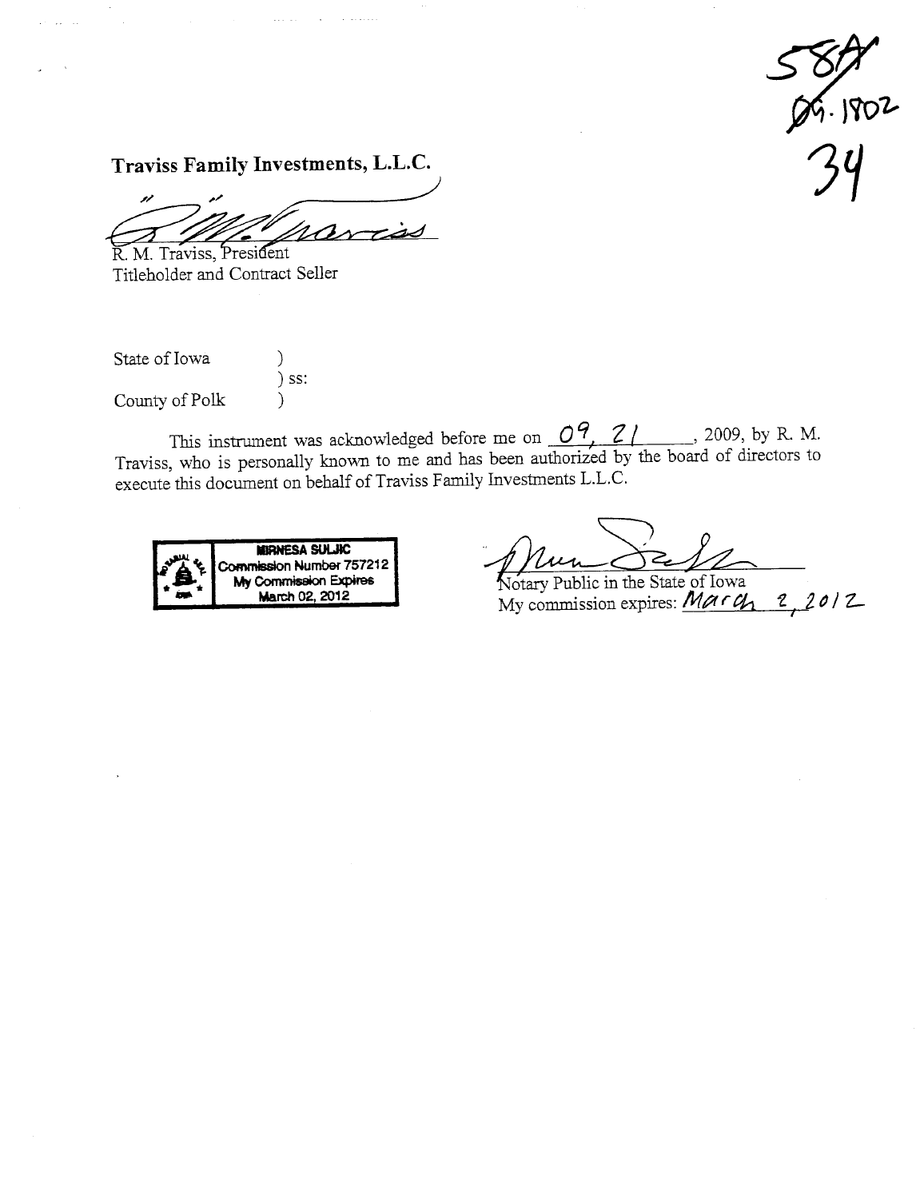58A
09.1802
34

**Traviss Family Investments, L.L.C.**

R. M. Traviss, President
Titleholder and Contract Seller

State of Iowa )
) ss:
County of Polk )

This instrument was acknowledged before me on 09, 21, 2009, by R. M. Traviss, who is personally known to me and has been authorized by the board of directors to execute this document on behalf of Traviss Family Investments L.L.C.

MIRNESA SULJIC
Commission Number 757212
My Commission Expires
March 02, 2012

Notary Public in the State of Iowa
My commission expires: March 2, 2012